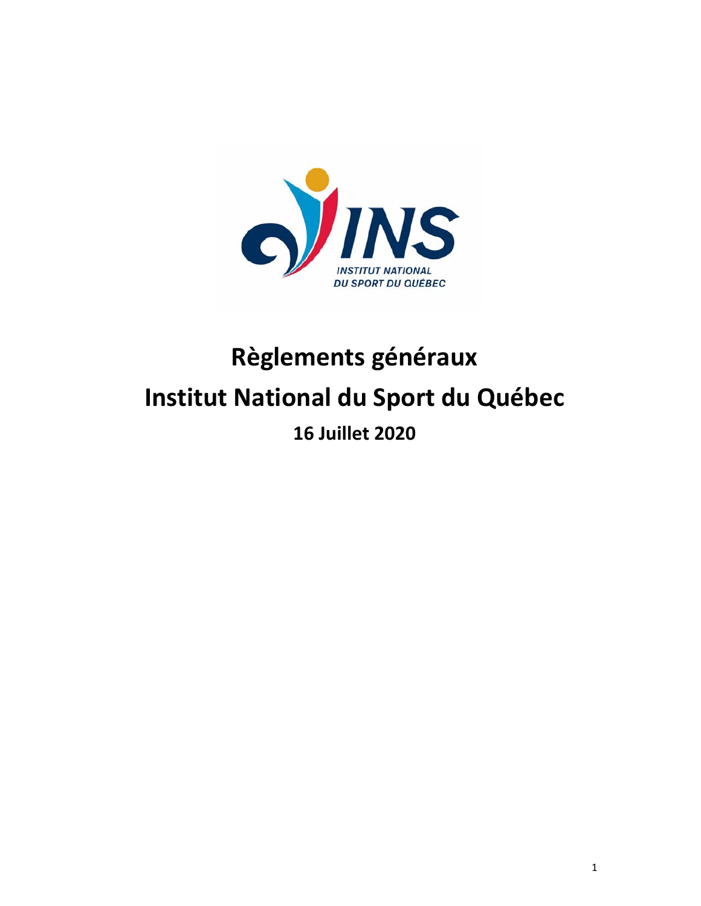# Règlements généraux

# Institut National du Sport du Québec

## 16 Juillet 2020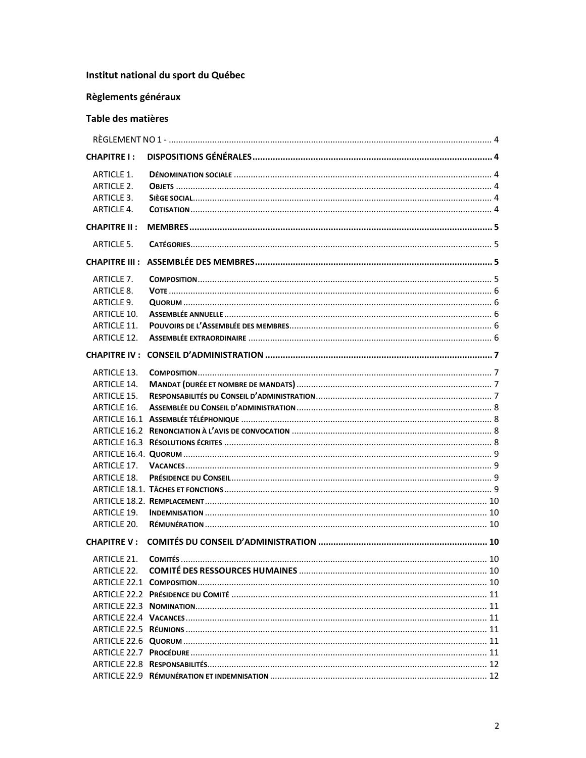**Institut national du sport du Québec**

**Règlements généraux**

**Table des matières**

RÈGLEMENT NO 1 - ........ 4

**CHAPITRE I : DISPOSITIONS GÉNÉRALES** ........ 4

- ARTICLE 1. **Dénomination sociale** ........ 4
- ARTICLE 2. **Objets** ........ 4
- ARTICLE 3. **Siège social** ........ 4
- ARTICLE 4. **Cotisation** ........ 4

**CHAPITRE II : MEMBRES** ........ 5

- ARTICLE 5. **Catégories** ........ 5

**CHAPITRE III : ASSEMBLÉE DES MEMBRES** ........ 5

- ARTICLE 7. **Composition** ........ 5
- ARTICLE 8. **Vote** ........ 6
- ARTICLE 9. **Quorum** ........ 6
- ARTICLE 10. **Assemblée annuelle** ........ 6
- ARTICLE 11. **Pouvoirs de l'Assemblée membres** ........ 6
- ARTICLE 12. **Assemblée extraordinaire** ........ 6

**CHAPITRE IV : CONSEIL D'ADMINISTRATION** ........ 7

- ARTICLE 13. **Composition** ........ 7
- ARTICLE 14. **Mandat (durée et nombre de mandats)** ........ 7
- ARTICLE 15. **Responsabilités du Conseil d'administration** ........ 7
- ARTICLE 16. **Assemblée du Conseil d'administration** ........ 8
- ARTICLE 16.1 **Assemblée téléphonique** ........ 8
- ARTICLE 16.2 **Renonciation à l'avis de convocation** ........ 8
- ARTICLE 16.3 **Résolutions écrites** ........ 8
- ARTICLE 16.4. **Quorum** ........ 9
- ARTICLE 17. **Vacances** ........ 9
- ARTICLE 18. **Présidence du Conseil** ........ 9
- ARTICLE 18.1. **Tâches et fonctions** ........ 9
- ARTICLE 18.2. **Remplacement** ........ 10
- ARTICLE 19. **Indemnisation** ........ 10
- ARTICLE 20. **Rémunération** ........ 10

**CHAPITRE V : COMITÉS DU CONSEIL D'ADMINISTRATION** ........ 10

- ARTICLE 21. **Comités** ........ 10
- ARTICLE 22. **COMITÉ DES RESSOURCES HUMAINES** ........ 10
- ARTICLE 22.1 **Composition** ........ 10
- ARTICLE 22.2 **Présidence du Comité** ........ 11
- ARTICLE 22.3 **Nomination** ........ 11
- ARTICLE 22.4 **Vacances** ........ 11
- ARTICLE 22.5 **Réunions** ........ 11
- ARTICLE 22.6 **Quorum** ........ 11
- ARTICLE 22.7 **Procédure** ........ 11
- ARTICLE 22.8 **Responsabilités** ........ 12
- ARTICLE 22.9 **Rémunération et indemnisation** ........ 12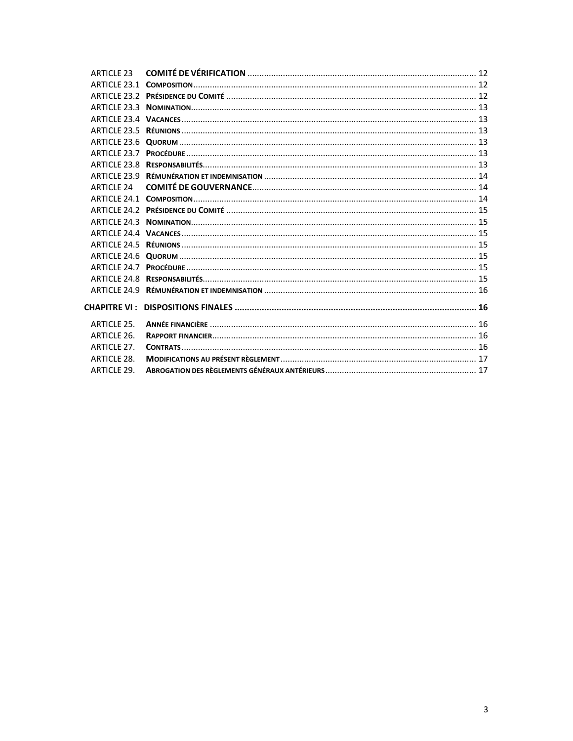ARTICLE 23 **COMITÉ DE VÉRIFICATION** ................................................................................................ 12
ARTICLE 23.1 **COMPOSITION** ....................................................................................................... 12
ARTICLE 23.2 **PRÉSIDENCE DU COMITÉ** ......................................................................................... 12
ARTICLE 23.3 **NOMINATION** ........................................................................................................ 13
ARTICLE 23.4 **VACANCES** ............................................................................................................ 13
ARTICLE 23.5 **RÉUNIONS** ............................................................................................................ 13
ARTICLE 23.6 **QUORUM** ............................................................................................................. 13
ARTICLE 23.7 **PROCÉDURE** .......................................................................................................... 13
ARTICLE 23.8 **RESPONSABILITÉS** ................................................................................................... 13
ARTICLE 23.9 **RÉMUNÉRATION ET INDEMNISATION** ......................................................................... 14
ARTICLE 24 **COMITÉ DE GOUVERNANCE** .............................................................................................. 14
ARTICLE 24.1 **COMPOSITION** ....................................................................................................... 14
ARTICLE 24.2 **PRÉSIDENCE DU COMITÉ** ......................................................................................... 15
ARTICLE 24.3 **NOMINATION** ........................................................................................................ 15
ARTICLE 24.4 **VACANCES** ............................................................................................................ 15
ARTICLE 24.5 **RÉUNIONS** ............................................................................................................ 15
ARTICLE 24.6 **QUORUM** ............................................................................................................. 15
ARTICLE 24.7 **PROCÉDURE** .......................................................................................................... 15
ARTICLE 24.8 **RESPONSABILITÉS** ................................................................................................... 15
ARTICLE 24.9 **RÉMUNÉRATION ET INDEMNISATION** ......................................................................... 16

**CHAPITRE VI : DISPOSITIONS FINALES ................................................................................................. 16**

ARTICLE 25. **ANNÉE FINANCIÈRE** ................................................................................................ 16
ARTICLE 26. **RAPPORT FINANCIER** ............................................................................................... 16
ARTICLE 27. **CONTRATS** ............................................................................................................ 16
ARTICLE 28. **MODIFICATIONS AU PRÉSENT RÈGLEMENT** .................................................................. 17
ARTICLE 29. **ABROGATION DES RÈGLEMENTS GÉNÉRAUX ANTÉRIEURS** ............................................... 17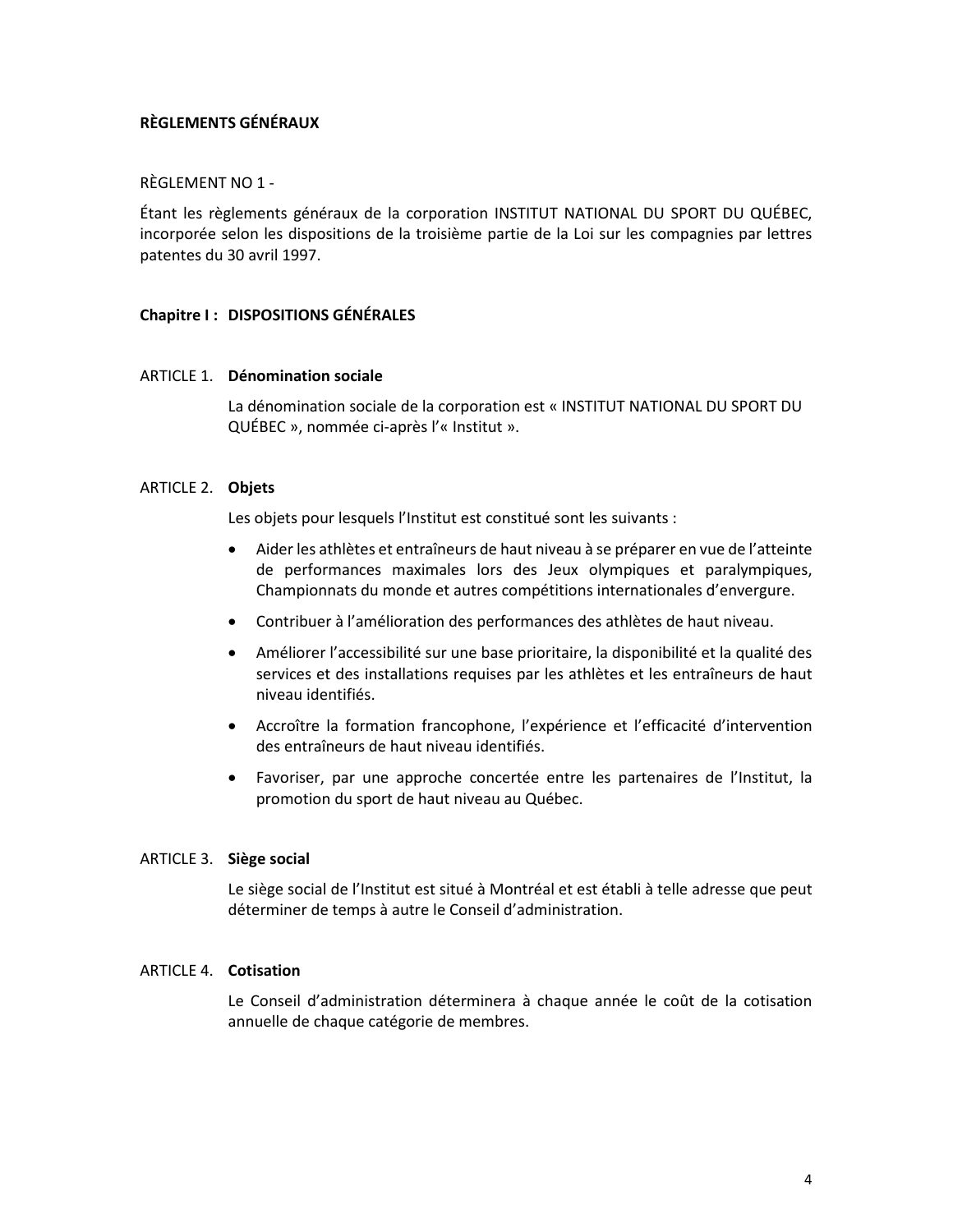**RÈGLEMENTS GÉNÉRAUX**

RÈGLEMENT NO 1 -

Étant les règlements généraux de la corporation INSTITUT NATIONAL DU SPORT DU QUÉBEC, incorporée selon les dispositions de la troisième partie de la Loi sur les compagnies par lettres patentes du 30 avril 1997.

## Chapitre I : DISPOSITIONS GÉNÉRALES

### ARTICLE 1. **Dénomination sociale**

La dénomination sociale de la corporation est « INSTITUT NATIONAL DU SPORT DU QUÉBEC », nommée ci-après l'« Institut ».

### ARTICLE 2. **Objets**

Les objets pour lesquels l'Institut est constitué sont les suivants :

- Aider les athlètes et entraîneurs de haut niveau à se préparer en vue de l'atteinte de performances maximales lors des Jeux olympiques et paralympiques, Championnats du monde et autres compétitions internationales d'envergure.
- Contribuer à l'amélioration des performances des athlètes de haut niveau.
- Améliorer l'accessibilité sur une base prioritaire, la disponibilité et la qualité des services et des installations requises par les athlètes et les entraîneurs de haut niveau identifiés.
- Accroître la formation francophone, l'expérience et l'efficacité d'intervention des entraîneurs de haut niveau identifiés.
- Favoriser, par une approche concertée entre les partenaires de l'Institut, la promotion du sport de haut niveau au Québec.

### ARTICLE 3. **Siège social**

Le siège social de l'Institut est situé à Montréal et est établi à telle adresse que peut déterminer de temps à autre le Conseil d'administration.

### ARTICLE 4. **Cotisation**

Le Conseil d'administration déterminera à chaque année le coût de la cotisation annuelle de chaque catégorie de membres.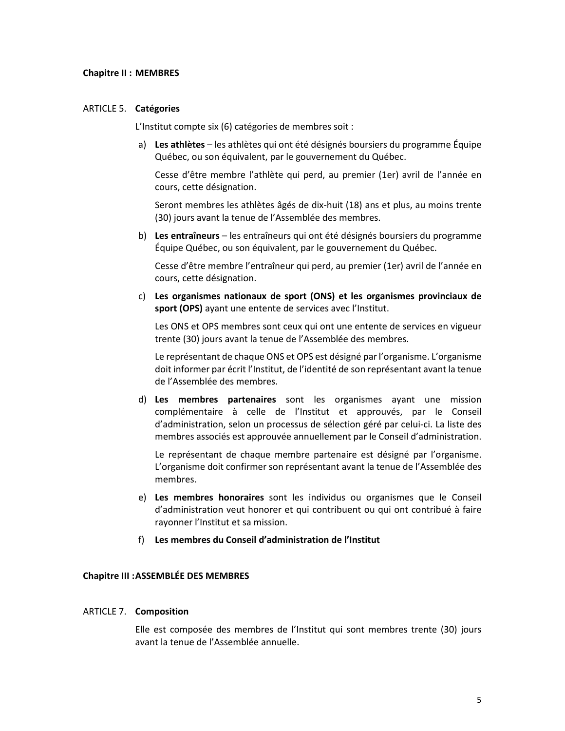**Chapitre II : MEMBRES**

ARTICLE 5. **Catégories**

L'Institut compte six (6) catégories de membres soit :

a) **Les athlètes** – les athlètes qui ont été désignés boursiers du programme Équipe Québec, ou son équivalent, par le gouvernement du Québec.

   Cesse d'être membre l'athlète qui perd, au premier (1er) avril de l'année en cours, cette désignation.

   Seront membres les athlètes âgés de dix-huit (18) ans et plus, au moins trente (30) jours avant la tenue de l'Assemblée des membres.

b) **Les entraîneurs** – les entraîneurs qui ont été désignés boursiers du programme Équipe Québec, ou son équivalent, par le gouvernement du Québec.

   Cesse d'être membre l'entraîneur qui perd, au premier (1er) avril de l'année en cours, cette désignation.

c) **Les organismes nationaux de sport (ONS) et les organismes provinciaux de sport (OPS)** ayant une entente de services avec l'Institut.

   Les ONS et OPS membres sont ceux qui ont une entente de services en vigueur trente (30) jours avant la tenue de l'Assemblée des membres.

   Le représentant de chaque ONS et OPS est désigné par l'organisme. L'organisme doit informer par écrit l'Institut, de l'identité de son représentant avant la tenue de l'Assemblée des membres.

d) **Les membres partenaires** sont les organismes ayant une mission complémentaire à celle de l'Institut et approuvés, par le Conseil d'administration, selon un processus de sélection géré par celui-ci. La liste des membres associés est approuvée annuellement par le Conseil d'administration.

   Le représentant de chaque membre partenaire est désigné par l'organisme. L'organisme doit confirmer son représentant avant la tenue de l'Assemblée des membres.

e) **Les membres honoraires** sont les individus ou organismes que le Conseil d'administration veut honorer et qui contribuent ou qui ont contribué à faire rayonner l'Institut et sa mission.

f) **Les membres du Conseil d'administration de l'Institut**

**Chapitre III : ASSEMBLÉE DES MEMBRES**

ARTICLE 7. **Composition**

Elle est composée des membres de l'Institut qui sont membres trente (30) jours avant la tenue de l'Assemblée annuelle.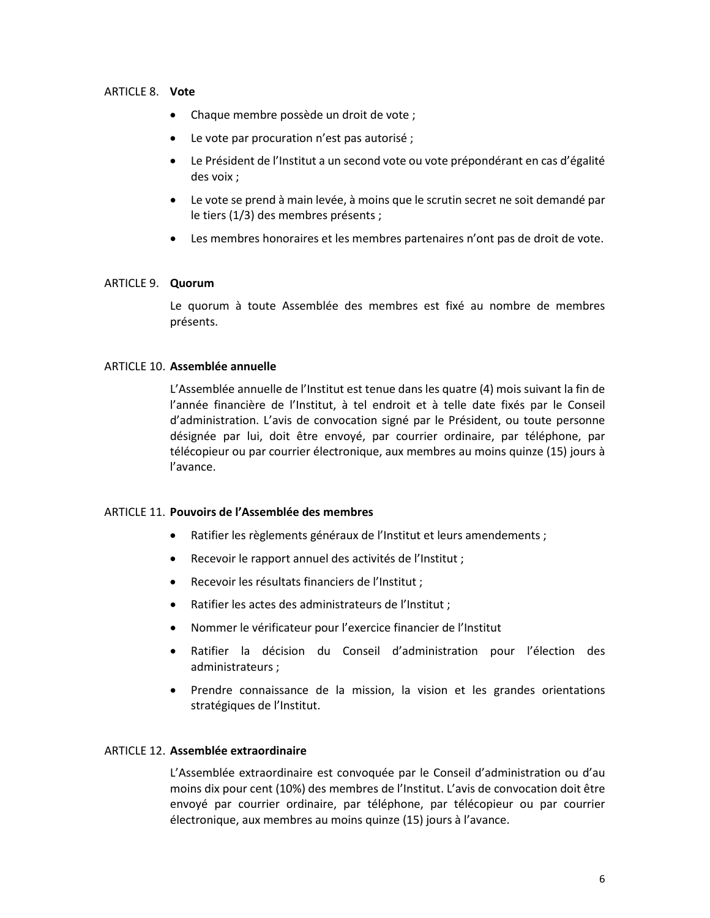ARTICLE 8. **Vote**

- Chaque membre possède un droit de vote ;
- Le vote par procuration n'est pas autorisé ;
- Le Président de l'Institut a un second vote ou vote prépondérant en cas d'égalité des voix ;
- Le vote se prend à main levée, à moins que le scrutin secret ne soit demandé par le tiers (1/3) des membres présents ;
- Les membres honoraires et les membres partenaires n'ont pas de droit de vote.

ARTICLE 9. **Quorum**

Le quorum à toute Assemblée des membres est fixé au nombre de membres présents.

ARTICLE 10. **Assemblée annuelle**

L'Assemblée annuelle de l'Institut est tenue dans les quatre (4) mois suivant la fin de l'année financière de l'Institut, à tel endroit et à telle date fixés par le Conseil d'administration. L'avis de convocation signé par le Président, ou toute personne désignée par lui, doit être envoyé, par courrier ordinaire, par téléphone, par télécopieur ou par courrier électronique, aux membres au moins quinze (15) jours à l'avance.

ARTICLE 11. **Pouvoirs de l'Assemblée des membres**

- Ratifier les règlements généraux de l'Institut et leurs amendements ;
- Recevoir le rapport annuel des activités de l'Institut ;
- Recevoir les résultats financiers de l'Institut ;
- Ratifier les actes des administrateurs de l'Institut ;
- Nommer le vérificateur pour l'exercice financier de l'Institut
- Ratifier la décision du Conseil d'administration pour l'élection des administrateurs ;
- Prendre connaissance de la mission, la vision et les grandes orientations stratégiques de l'Institut.

ARTICLE 12. **Assemblée extraordinaire**

L'Assemblée extraordinaire est convoquée par le Conseil d'administration ou d'au moins dix pour cent (10%) des membres de l'Institut. L'avis de convocation doit être envoyé par courrier ordinaire, par téléphone, par télécopieur ou par courrier électronique, aux membres au moins quinze (15) jours à l'avance.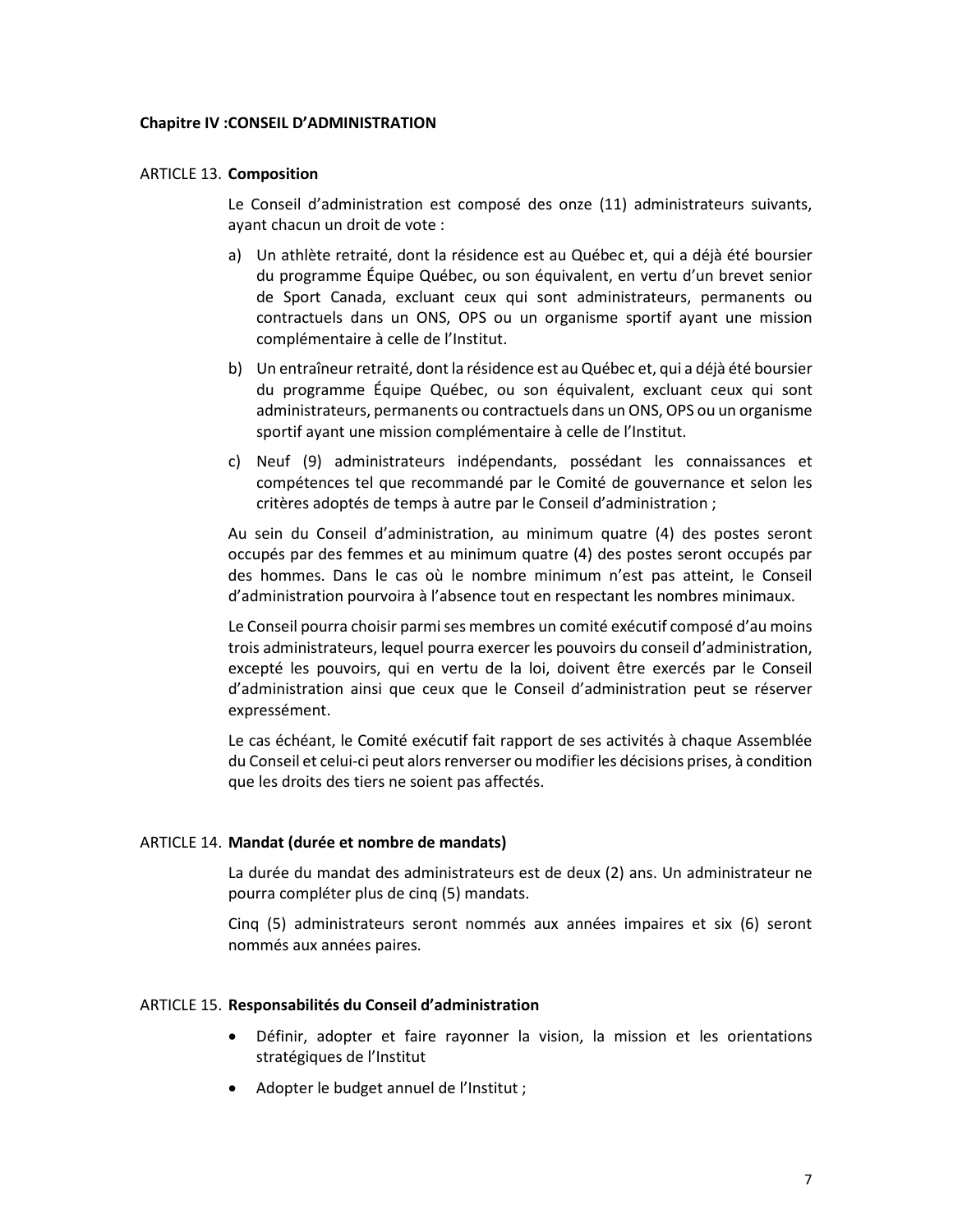**Chapitre IV :CONSEIL D'ADMINISTRATION**

ARTICLE 13. **Composition**

Le Conseil d'administration est composé des onze (11) administrateurs suivants, ayant chacun un droit de vote :

a) Un athlète retraité, dont la résidence est au Québec et, qui a déjà été boursier du programme Équipe Québec, ou son équivalent, en vertu d'un brevet senior de Sport Canada, excluant ceux qui sont administrateurs, permanents ou contractuels dans un ONS, OPS ou un organisme sportif ayant une mission complémentaire à celle de l'Institut.

b) Un entraîneur retraité, dont la résidence est au Québec et, qui a déjà été boursier du programme Équipe Québec, ou son équivalent, excluant ceux qui sont administrateurs, permanents ou contractuels dans un ONS, OPS ou un organisme sportif ayant une mission complémentaire à celle de l'Institut.

c) Neuf (9) administrateurs indépendants, possédant les connaissances et compétences tel que recommandé par le Comité de gouvernance et selon les critères adoptés de temps à autre par le Conseil d'administration ;

Au sein du Conseil d'administration, au minimum quatre (4) des postes seront occupés par des femmes et au minimum quatre (4) des postes seront occupés par des hommes. Dans le cas où le nombre minimum n'est pas atteint, le Conseil d'administration pourvoira à l'absence tout en respectant les nombres minimaux.

Le Conseil pourra choisir parmi ses membres un comité exécutif composé d'au moins trois administrateurs, lequel pourra exercer les pouvoirs du conseil d'administration, excepté les pouvoirs, qui en vertu de la loi, doivent être exercés par le Conseil d'administration ainsi que ceux que le Conseil d'administration peut se réserver expressément.

Le cas échéant, le Comité exécutif fait rapport de ses activités à chaque Assemblée du Conseil et celui-ci peut alors renverser ou modifier les décisions prises, à condition que les droits des tiers ne soient pas affectés.

ARTICLE 14. **Mandat (durée et nombre de mandats)**

La durée du mandat des administrateurs est de deux (2) ans. Un administrateur ne pourra compléter plus de cinq (5) mandats.

Cinq (5) administrateurs seront nommés aux années impaires et six (6) seront nommés aux années paires.

ARTICLE 15. **Responsabilités du Conseil d'administration**

- Définir, adopter et faire rayonner la vision, la mission et les orientations stratégiques de l'Institut
- Adopter le budget annuel de l'Institut ;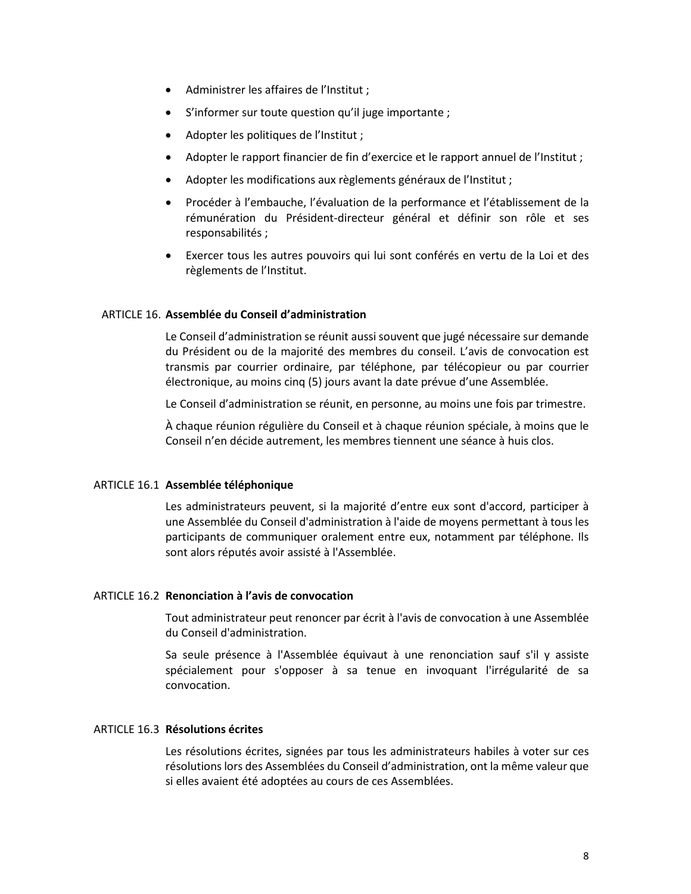- Administrer les affaires de l'Institut ;
- S'informer sur toute question qu'il juge importante ;
- Adopter les politiques de l'Institut ;
- Adopter le rapport financier de fin d'exercice et le rapport annuel de l'Institut ;
- Adopter les modifications aux règlements généraux de l'Institut ;
- Procéder à l'embauche, l'évaluation de la performance et l'établissement de la rémunération du Président-directeur général et définir son rôle et ses responsabilités ;
- Exercer tous les autres pouvoirs qui lui sont conférés en vertu de la Loi et des règlements de l'Institut.

ARTICLE 16. **Assemblée du Conseil d'administration**

Le Conseil d'administration se réunit aussi souvent que jugé nécessaire sur demande du Président ou de la majorité des membres du conseil. L'avis de convocation est transmis par courrier ordinaire, par téléphone, par télécopieur ou par courrier électronique, au moins cinq (5) jours avant la date prévue d'une Assemblée.

Le Conseil d'administration se réunit, en personne, au moins une fois par trimestre.

À chaque réunion régulière du Conseil et à chaque réunion spéciale, à moins que le Conseil n'en décide autrement, les membres tiennent une séance à huis clos.

ARTICLE 16.1 **Assemblée téléphonique**

Les administrateurs peuvent, si la majorité d'entre eux sont d'accord, participer à une Assemblée du Conseil d'administration à l'aide de moyens permettant à tous les participants de communiquer oralement entre eux, notamment par téléphone. Ils sont alors réputés avoir assisté à l'Assemblée.

ARTICLE 16.2 **Renonciation à l'avis de convocation**

Tout administrateur peut renoncer par écrit à l'avis de convocation à une Assemblée du Conseil d'administration.

Sa seule présence à l'Assemblée équivaut à une renonciation sauf s'il y assiste spécialement pour s'opposer à sa tenue en invoquant l'irrégularité de sa convocation.

ARTICLE 16.3 **Résolutions écrites**

Les résolutions écrites, signées par tous les administrateurs habiles à voter sur ces résolutions lors des Assemblées du Conseil d'administration, ont la même valeur que si elles avaient été adoptées au cours de ces Assemblées.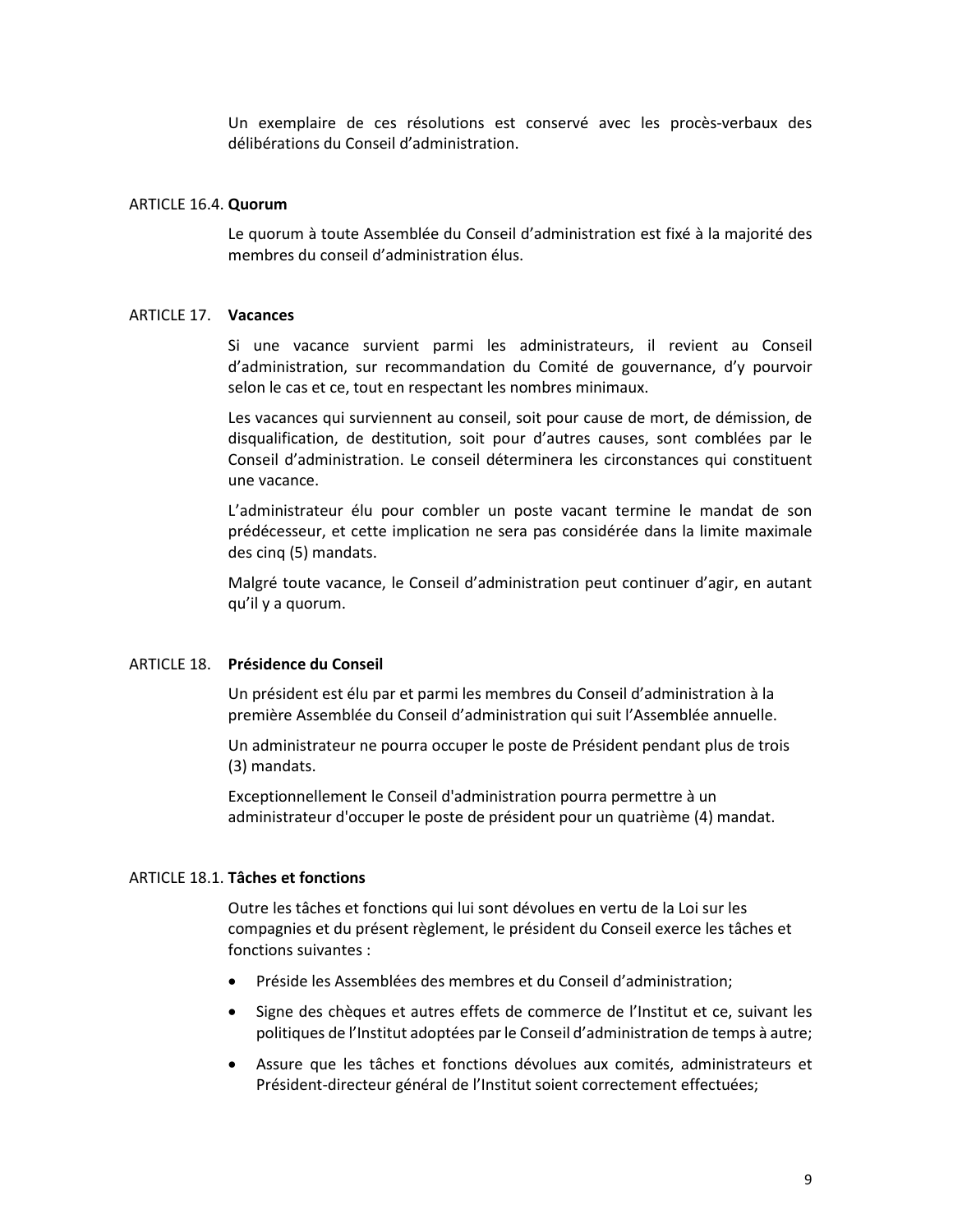Un exemplaire de ces résolutions est conservé avec les procès-verbaux des délibérations du Conseil d'administration.

ARTICLE 16.4. **Quorum**

Le quorum à toute Assemblée du Conseil d'administration est fixé à la majorité des membres du conseil d'administration élus.

ARTICLE 17. **Vacances**

Si une vacance survient parmi les administrateurs, il revient au Conseil d'administration, sur recommandation du Comité de gouvernance, d'y pourvoir selon le cas et ce, tout en respectant les nombres minimaux.

Les vacances qui surviennent au conseil, soit pour cause de mort, de démission, de disqualification, de destitution, soit pour d'autres causes, sont comblées par le Conseil d'administration. Le conseil déterminera les circonstances qui constituent une vacance.

L'administrateur élu pour combler un poste vacant termine le mandat de son prédécesseur, et cette implication ne sera pas considérée dans la limite maximale des cinq (5) mandats.

Malgré toute vacance, le Conseil d'administration peut continuer d'agir, en autant qu'il y a quorum.

ARTICLE 18. **Présidence du Conseil**

Un président est élu par et parmi les membres du Conseil d'administration à la première Assemblée du Conseil d'administration qui suit l'Assemblée annuelle.

Un administrateur ne pourra occuper le poste de Président pendant plus de trois (3) mandats.

Exceptionnellement le Conseil d'administration pourra permettre à un administrateur d'occuper le poste de président pour un quatrième (4) mandat.

ARTICLE 18.1. **Tâches et fonctions**

Outre les tâches et fonctions qui lui sont dévolues en vertu de la Loi sur les compagnies et du présent règlement, le président du Conseil exerce les tâches et fonctions suivantes :

- Préside les Assemblées des membres et du Conseil d'administration;
- Signe des chèques et autres effets de commerce de l'Institut et ce, suivant les politiques de l'Institut adoptées par le Conseil d'administration de temps à autre;
- Assure que les tâches et fonctions dévolues aux comités, administrateurs et Président-directeur général de l'Institut soient correctement effectuées;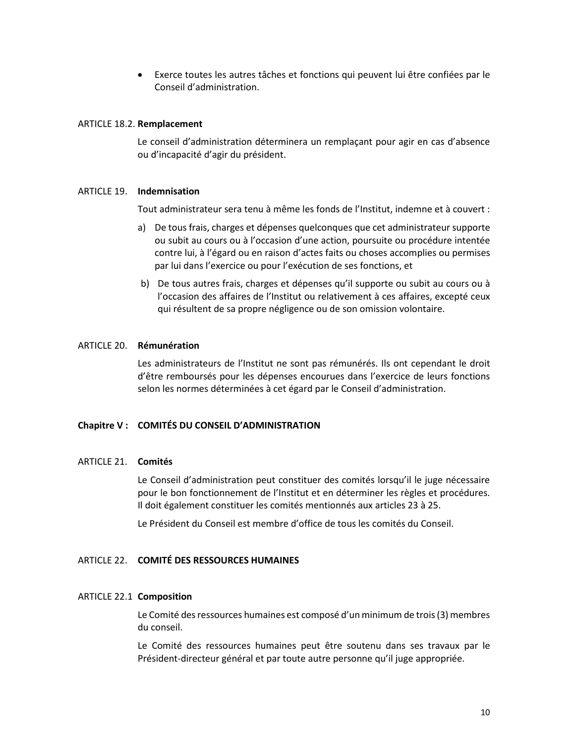- Exerce toutes les autres tâches et fonctions qui peuvent lui être confiées par le Conseil d'administration.

ARTICLE 18.2. **Remplacement**

Le conseil d'administration déterminera un remplaçant pour agir en cas d'absence ou d'incapacité d'agir du président.

ARTICLE 19. **Indemnisation**

Tout administrateur sera tenu à même les fonds de l'Institut, indemne et à couvert :

a) De tous frais, charges et dépenses quelconques que cet administrateur supporte ou subit au cours ou à l'occasion d'une action, poursuite ou procédure intentée contre lui, à l'égard ou en raison d'actes faits ou choses accomplies ou permises par lui dans l'exercice ou pour l'exécution de ses fonctions, et

b) De tous autres frais, charges et dépenses qu'il supporte ou subit au cours ou à l'occasion des affaires de l'Institut ou relativement à ces affaires, excepté ceux qui résultent de sa propre négligence ou de son omission volontaire.

ARTICLE 20. **Rémunération**

Les administrateurs de l'Institut ne sont pas rémunérés. Ils ont cependant le droit d'être remboursés pour les dépenses encourues dans l'exercice de leurs fonctions selon les normes déterminées à cet égard par le Conseil d'administration.

## Chapitre V : COMITÉS DU CONSEIL D'ADMINISTRATION

ARTICLE 21. **Comités**

Le Conseil d'administration peut constituer des comités lorsqu'il le juge nécessaire pour le bon fonctionnement de l'Institut et en déterminer les règles et procédures. Il doit également constituer les comités mentionnés aux articles 23 à 25.

Le Président du Conseil est membre d'office de tous les comités du Conseil.

ARTICLE 22. **COMITÉ DES RESSOURCES HUMAINES**

ARTICLE 22.1 **Composition**

Le Comité des ressources humaines est composé d'un minimum de trois (3) membres du conseil.

Le Comité des ressources humaines peut être soutenu dans ses travaux par le Président-directeur général et par toute autre personne qu'il juge appropriée.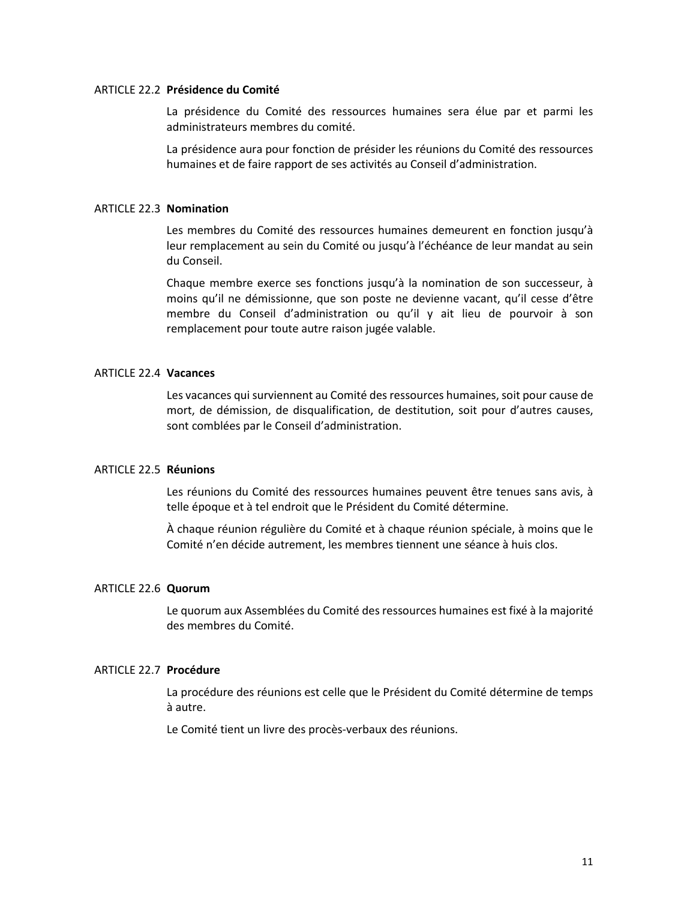### ARTICLE 22.2 **Présidence du Comité**

La présidence du Comité des ressources humaines sera élue par et parmi les administrateurs membres du comité.

La présidence aura pour fonction de présider les réunions du Comité des ressources humaines et de faire rapport de ses activités au Conseil d'administration.

### ARTICLE 22.3 **Nomination**

Les membres du Comité des ressources humaines demeurent en fonction jusqu'à leur remplacement au sein du Comité ou jusqu'à l'échéance de leur mandat au sein du Conseil.

Chaque membre exerce ses fonctions jusqu'à la nomination de son successeur, à moins qu'il ne démissionne, que son poste ne devienne vacant, qu'il cesse d'être membre du Conseil d'administration ou qu'il y ait lieu de pourvoir à son remplacement pour toute autre raison jugée valable.

### ARTICLE 22.4 **Vacances**

Les vacances qui surviennent au Comité des ressources humaines, soit pour cause de mort, de démission, de disqualification, de destitution, soit pour d'autres causes, sont comblées par le Conseil d'administration.

### ARTICLE 22.5 **Réunions**

Les réunions du Comité des ressources humaines peuvent être tenues sans avis, à telle époque et à tel endroit que le Président du Comité détermine.

À chaque réunion régulière du Comité et à chaque réunion spéciale, à moins que le Comité n'en décide autrement, les membres tiennent une séance à huis clos.

### ARTICLE 22.6 **Quorum**

Le quorum aux Assemblées du Comité des ressources humaines est fixé à la majorité des membres du Comité.

### ARTICLE 22.7 **Procédure**

La procédure des réunions est celle que le Président du Comité détermine de temps à autre.

Le Comité tient un livre des procès-verbaux des réunions.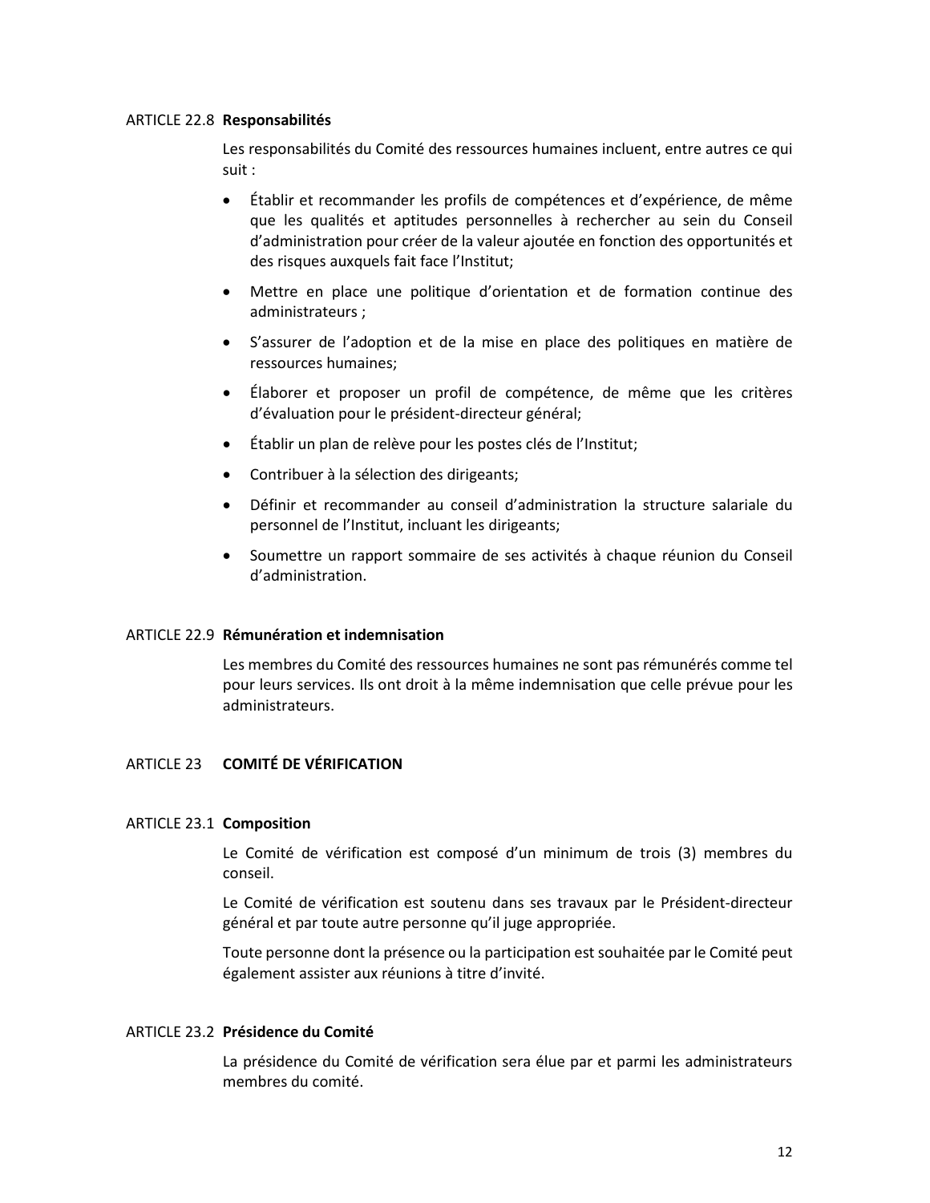### ARTICLE 22.8 **Responsabilités**

Les responsabilités du Comité des ressources humaines incluent, entre autres ce qui suit :

- Établir et recommander les profils de compétences et d'expérience, de même que les qualités et aptitudes personnelles à rechercher au sein du Conseil d'administration pour créer de la valeur ajoutée en fonction des opportunités et des risques auxquels fait face l'Institut;
- Mettre en place une politique d'orientation et de formation continue des administrateurs ;
- S'assurer de l'adoption et de la mise en place des politiques en matière de ressources humaines;
- Élaborer et proposer un profil de compétence, de même que les critères d'évaluation pour le président-directeur général;
- Établir un plan de relève pour les postes clés de l'Institut;
- Contribuer à la sélection des dirigeants;
- Définir et recommander au conseil d'administration la structure salariale du personnel de l'Institut, incluant les dirigeants;
- Soumettre un rapport sommaire de ses activités à chaque réunion du Conseil d'administration.

### ARTICLE 22.9 **Rémunération et indemnisation**

Les membres du Comité des ressources humaines ne sont pas rémunérés comme tel pour leurs services. Ils ont droit à la même indemnisation que celle prévue pour les administrateurs.

## ARTICLE 23 **COMITÉ DE VÉRIFICATION**

### ARTICLE 23.1 **Composition**

Le Comité de vérification est composé d'un minimum de trois (3) membres du conseil.

Le Comité de vérification est soutenu dans ses travaux par le Président-directeur général et par toute autre personne qu'il juge appropriée.

Toute personne dont la présence ou la participation est souhaitée par le Comité peut également assister aux réunions à titre d'invité.

### ARTICLE 23.2 **Présidence du Comité**

La présidence du Comité de vérification sera élue par et parmi les administrateurs membres du comité.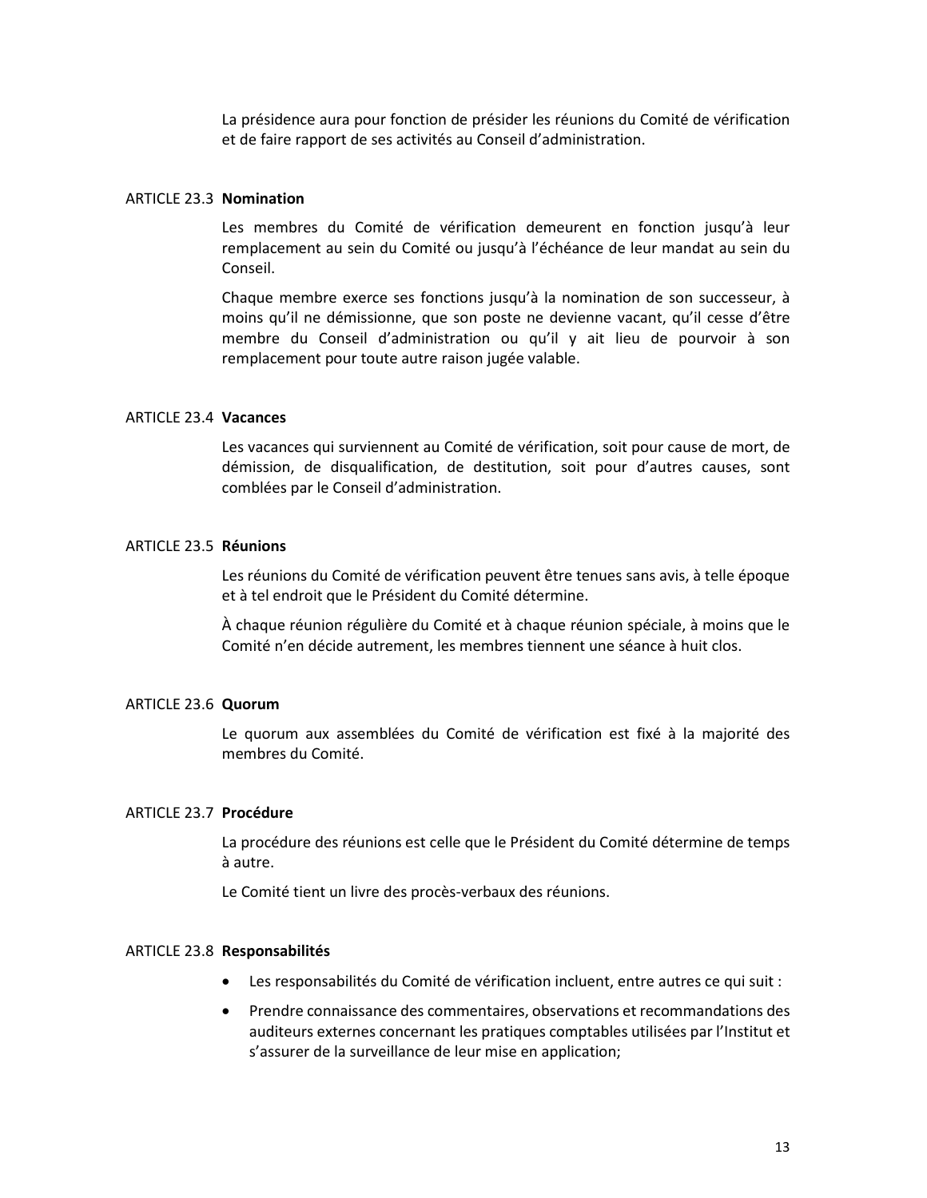La présidence aura pour fonction de présider les réunions du Comité de vérification et de faire rapport de ses activités au Conseil d'administration.

ARTICLE 23.3 **Nomination**

Les membres du Comité de vérification demeurent en fonction jusqu'à leur remplacement au sein du Comité ou jusqu'à l'échéance de leur mandat au sein du Conseil.

Chaque membre exerce ses fonctions jusqu'à la nomination de son successeur, à moins qu'il ne démissionne, que son poste ne devienne vacant, qu'il cesse d'être membre du Conseil d'administration ou qu'il y ait lieu de pourvoir à son remplacement pour toute autre raison jugée valable.

ARTICLE 23.4 **Vacances**

Les vacances qui surviennent au Comité de vérification, soit pour cause de mort, de démission, de disqualification, de destitution, soit pour d'autres causes, sont comblées par le Conseil d'administration.

ARTICLE 23.5 **Réunions**

Les réunions du Comité de vérification peuvent être tenues sans avis, à telle époque et à tel endroit que le Président du Comité détermine.

À chaque réunion régulière du Comité et à chaque réunion spéciale, à moins que le Comité n'en décide autrement, les membres tiennent une séance à huit clos.

ARTICLE 23.6 **Quorum**

Le quorum aux assemblées du Comité de vérification est fixé à la majorité des membres du Comité.

ARTICLE 23.7 **Procédure**

La procédure des réunions est celle que le Président du Comité détermine de temps à autre.

Le Comité tient un livre des procès-verbaux des réunions.

ARTICLE 23.8 **Responsabilités**

- Les responsabilités du Comité de vérification incluent, entre autres ce qui suit :
- Prendre connaissance des commentaires, observations et recommandations des auditeurs externes concernant les pratiques comptables utilisées par l'Institut et s'assurer de la surveillance de leur mise en application;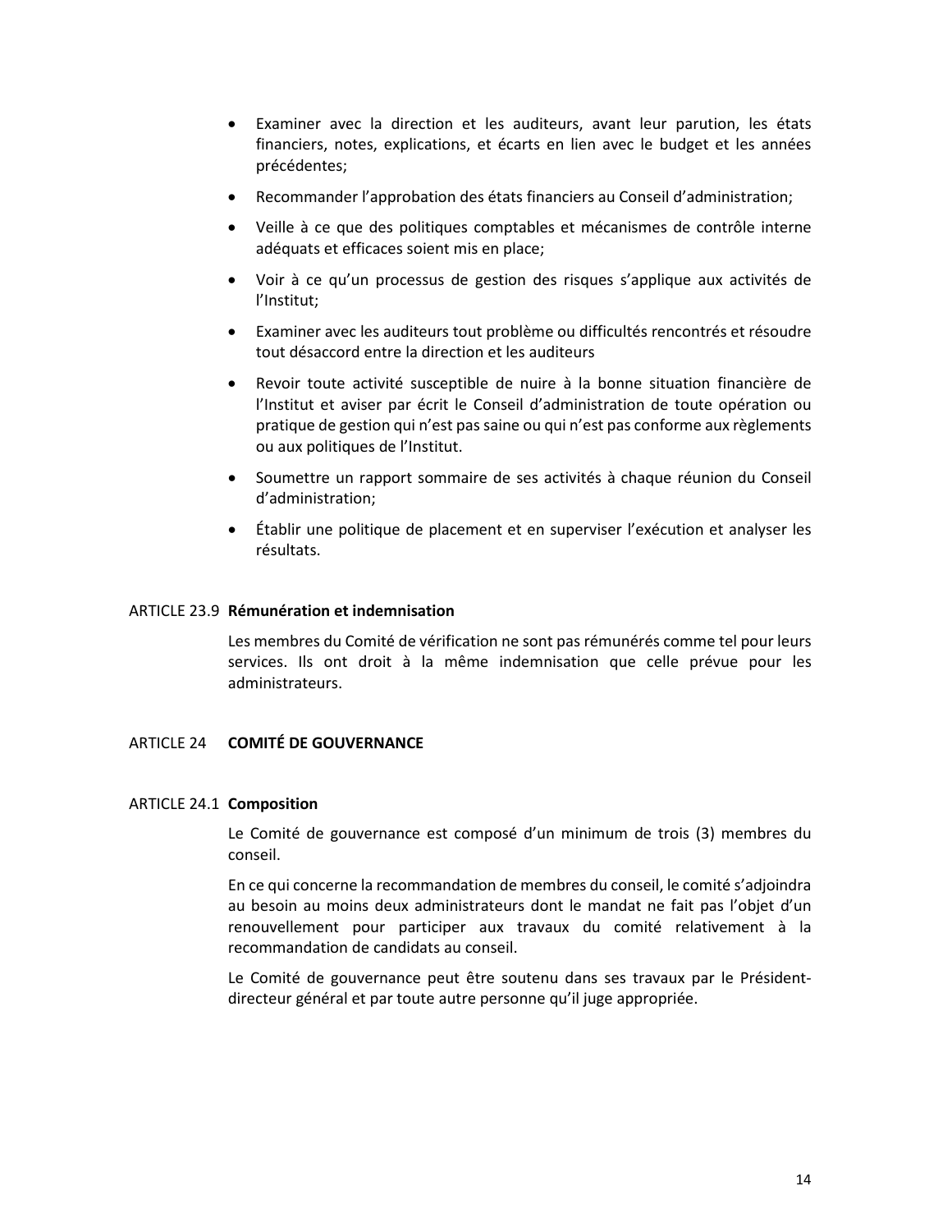- Examiner avec la direction et les auditeurs, avant leur parution, les états financiers, notes, explications, et écarts en lien avec le budget et les années précédentes;
- Recommander l'approbation des états financiers au Conseil d'administration;
- Veille à ce que des politiques comptables et mécanismes de contrôle interne adéquats et efficaces soient mis en place;
- Voir à ce qu'un processus de gestion des risques s'applique aux activités de l'Institut;
- Examiner avec les auditeurs tout problème ou difficultés rencontrés et résoudre tout désaccord entre la direction et les auditeurs
- Revoir toute activité susceptible de nuire à la bonne situation financière de l'Institut et aviser par écrit le Conseil d'administration de toute opération ou pratique de gestion qui n'est pas saine ou qui n'est pas conforme aux règlements ou aux politiques de l'Institut.
- Soumettre un rapport sommaire de ses activités à chaque réunion du Conseil d'administration;
- Établir une politique de placement et en superviser l'exécution et analyser les résultats.

ARTICLE 23.9 **Rémunération et indemnisation**

Les membres du Comité de vérification ne sont pas rémunérés comme tel pour leurs services. Ils ont droit à la même indemnisation que celle prévue pour les administrateurs.

ARTICLE 24 **COMITÉ DE GOUVERNANCE**

ARTICLE 24.1 **Composition**

Le Comité de gouvernance est composé d'un minimum de trois (3) membres du conseil.

En ce qui concerne la recommandation de membres du conseil, le comité s'adjoindra au besoin au moins deux administrateurs dont le mandat ne fait pas l'objet d'un renouvellement pour participer aux travaux du comité relativement à la recommandation de candidats au conseil.

Le Comité de gouvernance peut être soutenu dans ses travaux par le Président-directeur général et par toute autre personne qu'il juge appropriée.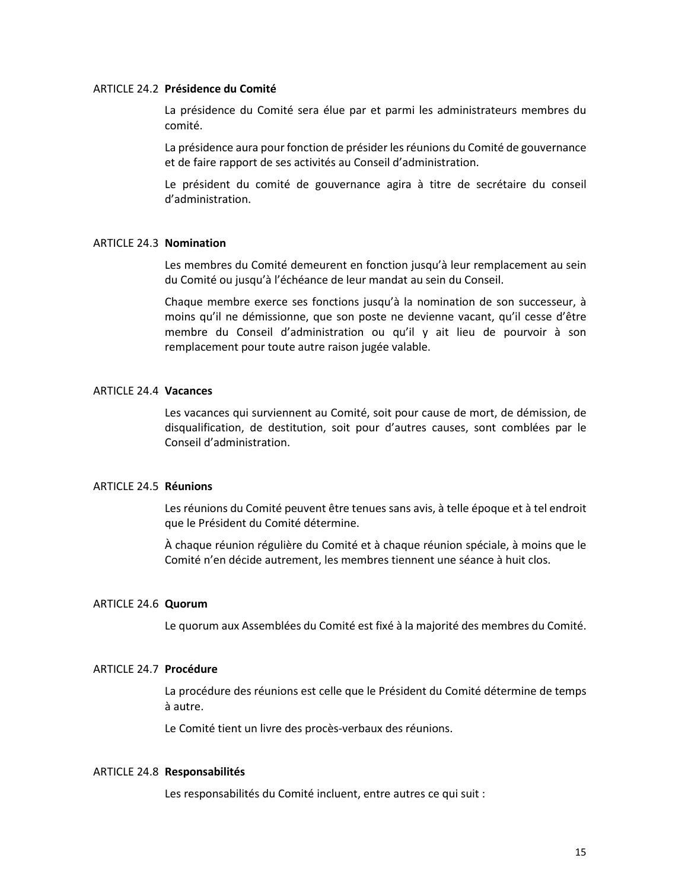### ARTICLE 24.2 **Présidence du Comité**

La présidence du Comité sera élue par et parmi les administrateurs membres du comité.

La présidence aura pour fonction de présider les réunions du Comité de gouvernance et de faire rapport de ses activités au Conseil d'administration.

Le président du comité de gouvernance agira à titre de secrétaire du conseil d'administration.

### ARTICLE 24.3 **Nomination**

Les membres du Comité demeurent en fonction jusqu'à leur remplacement au sein du Comité ou jusqu'à l'échéance de leur mandat au sein du Conseil.

Chaque membre exerce ses fonctions jusqu'à la nomination de son successeur, à moins qu'il ne démissionne, que son poste ne devienne vacant, qu'il cesse d'être membre du Conseil d'administration ou qu'il y ait lieu de pourvoir à son remplacement pour toute autre raison jugée valable.

### ARTICLE 24.4 **Vacances**

Les vacances qui surviennent au Comité, soit pour cause de mort, de démission, de disqualification, de destitution, soit pour d'autres causes, sont comblées par le Conseil d'administration.

### ARTICLE 24.5 **Réunions**

Les réunions du Comité peuvent être tenues sans avis, à telle époque et à tel endroit que le Président du Comité détermine.

À chaque réunion régulière du Comité et à chaque réunion spéciale, à moins que le Comité n'en décide autrement, les membres tiennent une séance à huit clos.

### ARTICLE 24.6 **Quorum**

Le quorum aux Assemblées du Comité est fixé à la majorité des membres du Comité.

### ARTICLE 24.7 **Procédure**

La procédure des réunions est celle que le Président du Comité détermine de temps à autre.

Le Comité tient un livre des procès-verbaux des réunions.

### ARTICLE 24.8 **Responsabilités**

Les responsabilités du Comité incluent, entre autres ce qui suit :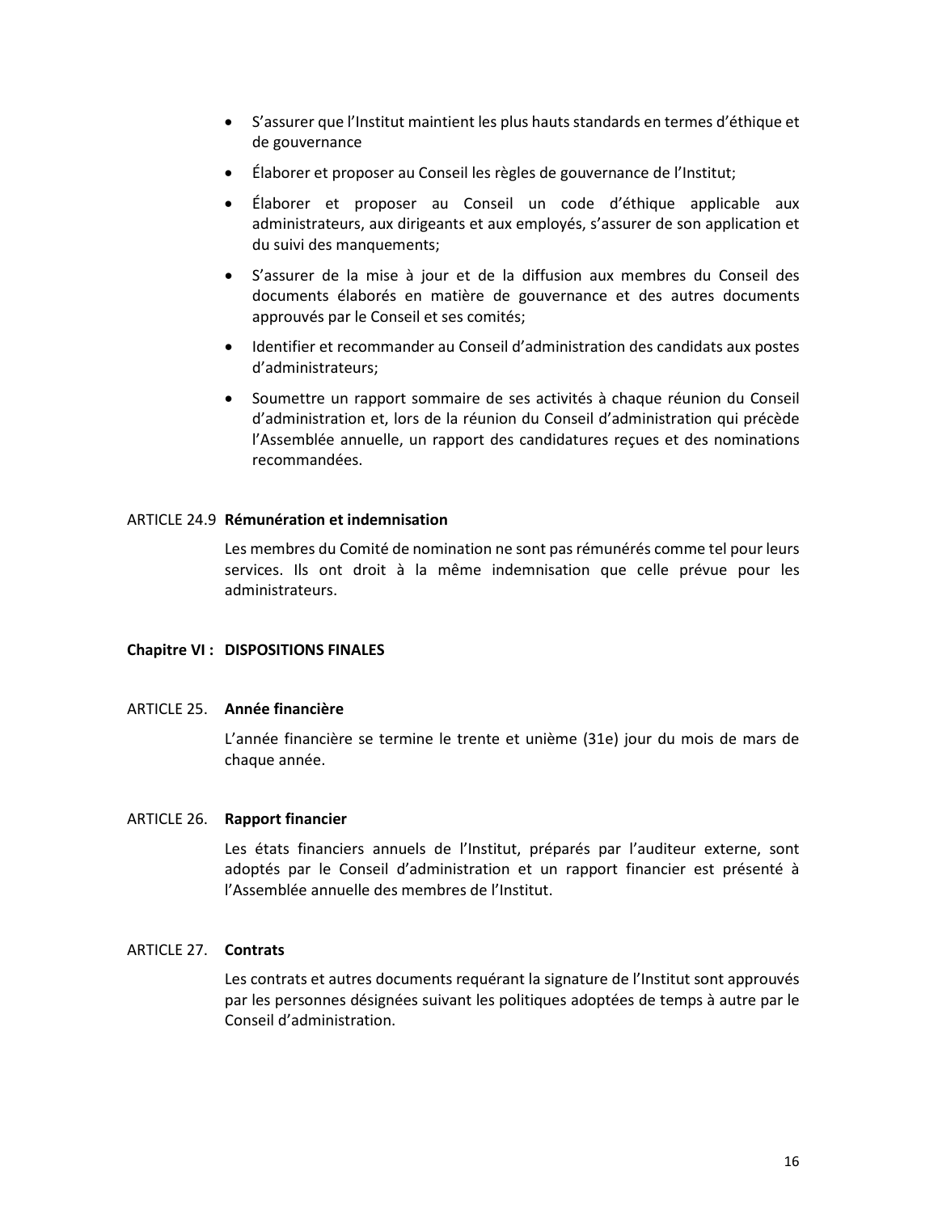- S'assurer que l'Institut maintient les plus hauts standards en termes d'éthique et de gouvernance
- Élaborer et proposer au Conseil les règles de gouvernance de l'Institut;
- Élaborer et proposer au Conseil un code d'éthique applicable aux administrateurs, aux dirigeants et aux employés, s'assurer de son application et du suivi des manquements;
- S'assurer de la mise à jour et de la diffusion aux membres du Conseil des documents élaborés en matière de gouvernance et des autres documents approuvés par le Conseil et ses comités;
- Identifier et recommander au Conseil d'administration des candidats aux postes d'administrateurs;
- Soumettre un rapport sommaire de ses activités à chaque réunion du Conseil d'administration et, lors de la réunion du Conseil d'administration qui précède l'Assemblée annuelle, un rapport des candidatures reçues et des nominations recommandées.

ARTICLE 24.9 **Rémunération et indemnisation**

Les membres du Comité de nomination ne sont pas rémunérés comme tel pour leurs services. Ils ont droit à la même indemnisation que celle prévue pour les administrateurs.

## Chapitre VI : DISPOSITIONS FINALES

ARTICLE 25. **Année financière**

L'année financière se termine le trente et unième (31e) jour du mois de mars de chaque année.

ARTICLE 26. **Rapport financier**

Les états financiers annuels de l'Institut, préparés par l'auditeur externe, sont adoptés par le Conseil d'administration et un rapport financier est présenté à l'Assemblée annuelle des membres de l'Institut.

ARTICLE 27. **Contrats**

Les contrats et autres documents requérant la signature de l'Institut sont approuvés par les personnes désignées suivant les politiques adoptées de temps à autre par le Conseil d'administration.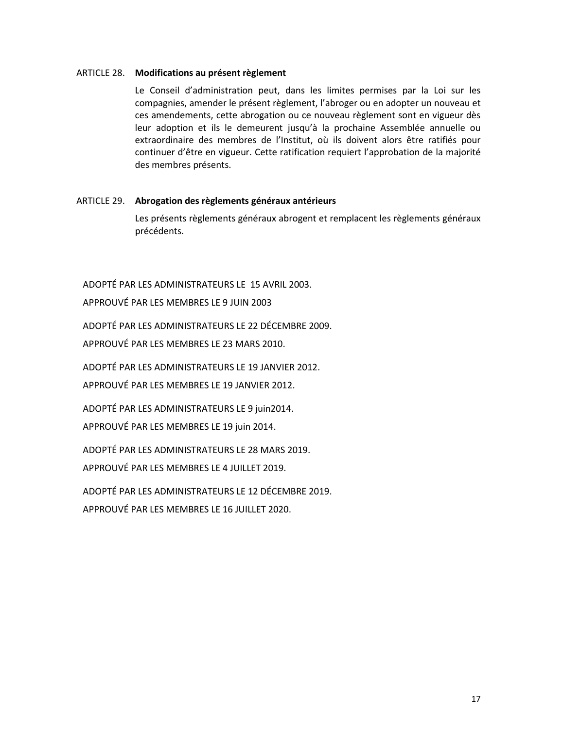ARTICLE 28. **Modifications au présent règlement**

Le Conseil d'administration peut, dans les limites permises par la Loi sur les compagnies, amender le présent règlement, l'abroger ou en adopter un nouveau et ces amendements, cette abrogation ou ce nouveau règlement sont en vigueur dès leur adoption et ils le demeurent jusqu'à la prochaine Assemblée annuelle ou extraordinaire des membres de l'Institut, où ils doivent alors être ratifiés pour continuer d'être en vigueur. Cette ratification requiert l'approbation de la majorité des membres présents.

ARTICLE 29. **Abrogation des règlements généraux antérieurs**

Les présents règlements généraux abrogent et remplacent les règlements généraux précédents.

ADOPTÉ PAR LES ADMINISTRATEURS LE 15 AVRIL 2003.

APPROUVÉ PAR LES MEMBRES LE 9 JUIN 2003

ADOPTÉ PAR LES ADMINISTRATEURS LE 22 DÉCEMBRE 2009.

APPROUVÉ PAR LES MEMBRES LE 23 MARS 2010.

ADOPTÉ PAR LES ADMINISTRATEURS LE 19 JANVIER 2012.

APPROUVÉ PAR LES MEMBRES LE 19 JANVIER 2012.

ADOPTÉ PAR LES ADMINISTRATEURS LE 9 juin2014.

APPROUVÉ PAR LES MEMBRES LE 19 juin 2014.

ADOPTÉ PAR LES ADMINISTRATEURS LE 28 MARS 2019.

APPROUVÉ PAR LES MEMBRES LE 4 JUILLET 2019.

ADOPTÉ PAR LES ADMINISTRATEURS LE 12 DÉCEMBRE 2019.

APPROUVÉ PAR LES MEMBRES LE 16 JUILLET 2020.